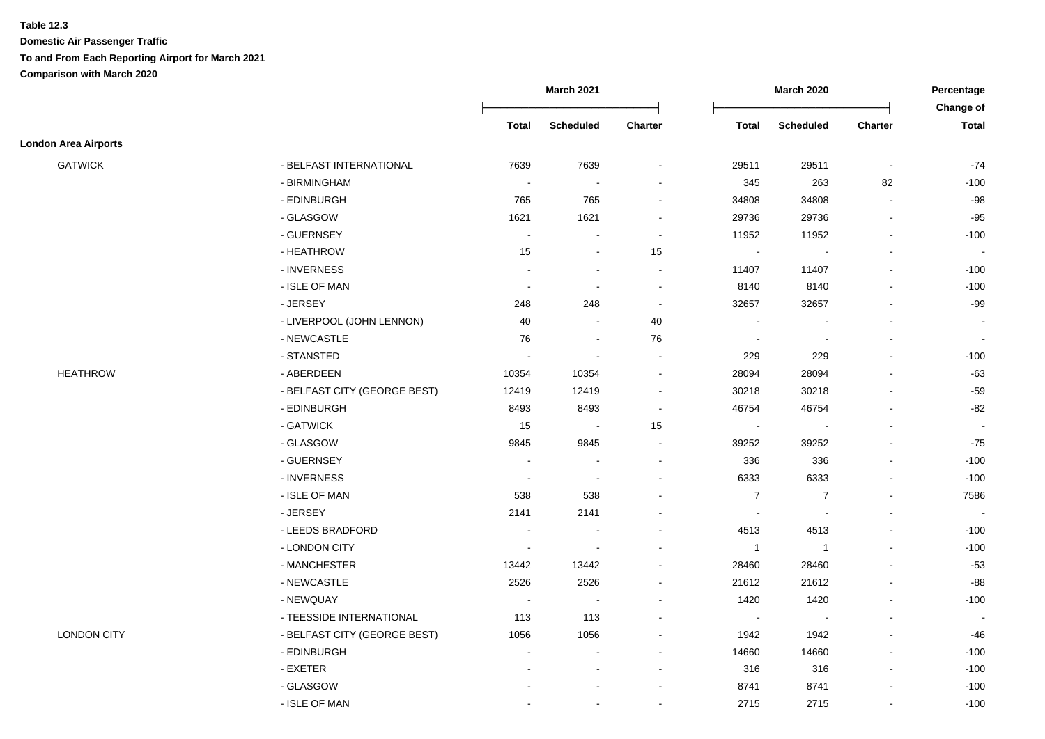**Table 12.3**

**Domestic Air Passenger Traffic**

**To and From Each Reporting Airport for March 2021**

**Comparison with March 2020**

| | | March 2021 | | | March 2020 | | | Percentage Change of |
|---|---|---|---|---|---|---|---|---|
| | | Total | Scheduled | Charter | Total | Scheduled | Charter | Total |
| **London Area Airports** | | | | | | | | |
| GATWICK | - BELFAST INTERNATIONAL | 7639 | 7639 | - | 29511 | 29511 | - | -74 |
| | - BIRMINGHAM | - | - | - | 345 | 263 | 82 | -100 |
| | - EDINBURGH | 765 | 765 | - | 34808 | 34808 | - | -98 |
| | - GLASGOW | 1621 | 1621 | - | 29736 | 29736 | - | -95 |
| | - GUERNSEY | - | - | - | 11952 | 11952 | - | -100 |
| | - HEATHROW | 15 | - | 15 | - | - | - | - |
| | - INVERNESS | - | - | - | 11407 | 11407 | - | -100 |
| | - ISLE OF MAN | - | - | - | 8140 | 8140 | - | -100 |
| | - JERSEY | 248 | 248 | - | 32657 | 32657 | - | -99 |
| | - LIVERPOOL (JOHN LENNON) | 40 | - | 40 | - | - | - | - |
| | - NEWCASTLE | 76 | - | 76 | - | - | - | - |
| | - STANSTED | - | - | - | 229 | 229 | - | -100 |
| HEATHROW | - ABERDEEN | 10354 | 10354 | - | 28094 | 28094 | - | -63 |
| | - BELFAST CITY (GEORGE BEST) | 12419 | 12419 | - | 30218 | 30218 | - | -59 |
| | - EDINBURGH | 8493 | 8493 | - | 46754 | 46754 | - | -82 |
| | - GATWICK | 15 | - | 15 | - | - | - | - |
| | - GLASGOW | 9845 | 9845 | - | 39252 | 39252 | - | -75 |
| | - GUERNSEY | - | - | - | 336 | 336 | - | -100 |
| | - INVERNESS | - | - | - | 6333 | 6333 | - | -100 |
| | - ISLE OF MAN | 538 | 538 | - | 7 | 7 | - | 7586 |
| | - JERSEY | 2141 | 2141 | - | - | - | - | - |
| | - LEEDS BRADFORD | - | - | - | 4513 | 4513 | - | -100 |
| | - LONDON CITY | - | - | - | 1 | 1 | - | -100 |
| | - MANCHESTER | 13442 | 13442 | - | 28460 | 28460 | - | -53 |
| | - NEWCASTLE | 2526 | 2526 | - | 21612 | 21612 | - | -88 |
| | - NEWQUAY | - | - | - | 1420 | 1420 | - | -100 |
| | - TEESSIDE INTERNATIONAL | 113 | 113 | - | - | - | - | - |
| LONDON CITY | - BELFAST CITY (GEORGE BEST) | 1056 | 1056 | - | 1942 | 1942 | - | -46 |
| | - EDINBURGH | - | - | - | 14660 | 14660 | - | -100 |
| | - EXETER | - | - | - | 316 | 316 | - | -100 |
| | - GLASGOW | - | - | - | 8741 | 8741 | - | -100 |
| | - ISLE OF MAN | - | - | - | 2715 | 2715 | - | -100 |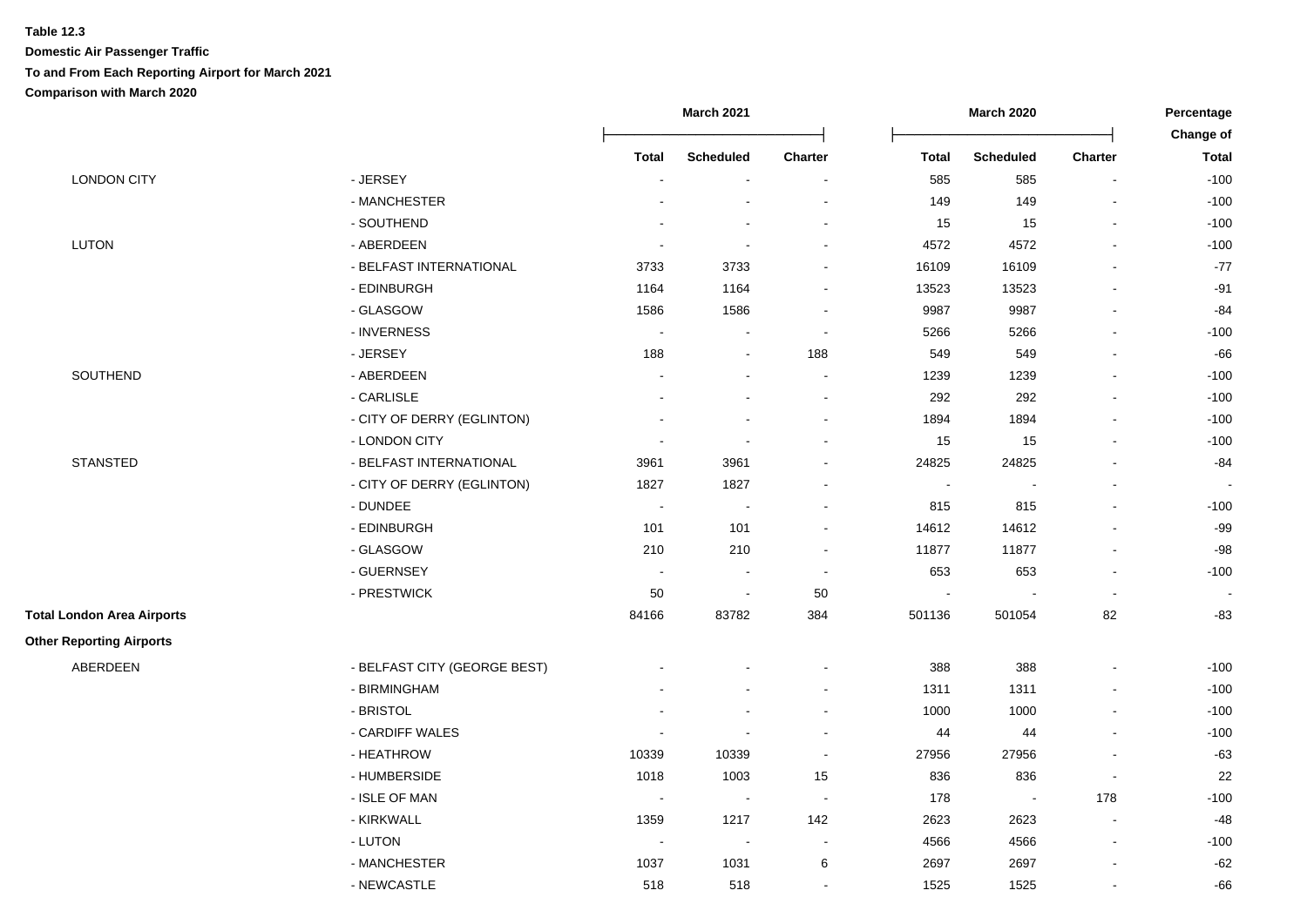**Table 12.3**

**Domestic Air Passenger Traffic**

**To and From Each Reporting Airport for March 2021**

**Comparison with March 2020**

| | | March 2021 | | | March 2020 | | | Percentage Change of |
|---|---|---|---|---|---|---|---|---|
| | | **Total** | **Scheduled** | **Charter** | **Total** | **Scheduled** | **Charter** | **Total** |
| LONDON CITY | - JERSEY | - | - | - | 585 | 585 | - | -100 |
| | - MANCHESTER | - | - | - | 149 | 149 | - | -100 |
| | - SOUTHEND | - | - | - | 15 | 15 | - | -100 |
| LUTON | - ABERDEEN | - | - | - | 4572 | 4572 | - | -100 |
| | - BELFAST INTERNATIONAL | 3733 | 3733 | - | 16109 | 16109 | - | -77 |
| | - EDINBURGH | 1164 | 1164 | - | 13523 | 13523 | - | -91 |
| | - GLASGOW | 1586 | 1586 | - | 9987 | 9987 | - | -84 |
| | - INVERNESS | - | - | - | 5266 | 5266 | - | -100 |
| | - JERSEY | 188 | - | 188 | 549 | 549 | - | -66 |
| SOUTHEND | - ABERDEEN | - | - | - | 1239 | 1239 | - | -100 |
| | - CARLISLE | - | - | - | 292 | 292 | - | -100 |
| | - CITY OF DERRY (EGLINTON) | - | - | - | 1894 | 1894 | - | -100 |
| | - LONDON CITY | - | - | - | 15 | 15 | - | -100 |
| STANSTED | - BELFAST INTERNATIONAL | 3961 | 3961 | - | 24825 | 24825 | - | -84 |
| | - CITY OF DERRY (EGLINTON) | 1827 | 1827 | - | - | - | - | - |
| | - DUNDEE | - | - | - | 815 | 815 | - | -100 |
| | - EDINBURGH | 101 | 101 | - | 14612 | 14612 | - | -99 |
| | - GLASGOW | 210 | 210 | - | 11877 | 11877 | - | -98 |
| | - GUERNSEY | - | - | - | 653 | 653 | - | -100 |
| | - PRESTWICK | 50 | - | 50 | - | - | - | - |
| **Total London Area Airports** | | 84166 | 83782 | 384 | 501136 | 501054 | 82 | -83 |
| **Other Reporting Airports** | | | | | | | | |
| ABERDEEN | - BELFAST CITY (GEORGE BEST) | - | - | - | 388 | 388 | - | -100 |
| | - BIRMINGHAM | - | - | - | 1311 | 1311 | - | -100 |
| | - BRISTOL | - | - | - | 1000 | 1000 | - | -100 |
| | - CARDIFF WALES | - | - | - | 44 | 44 | - | -100 |
| | - HEATHROW | 10339 | 10339 | - | 27956 | 27956 | - | -63 |
| | - HUMBERSIDE | 1018 | 1003 | 15 | 836 | 836 | - | 22 |
| | - ISLE OF MAN | - | - | - | 178 | - | 178 | -100 |
| | - KIRKWALL | 1359 | 1217 | 142 | 2623 | 2623 | - | -48 |
| | - LUTON | - | - | - | 4566 | 4566 | - | -100 |
| | - MANCHESTER | 1037 | 1031 | 6 | 2697 | 2697 | - | -62 |
| | - NEWCASTLE | 518 | 518 | - | 1525 | 1525 | - | -66 |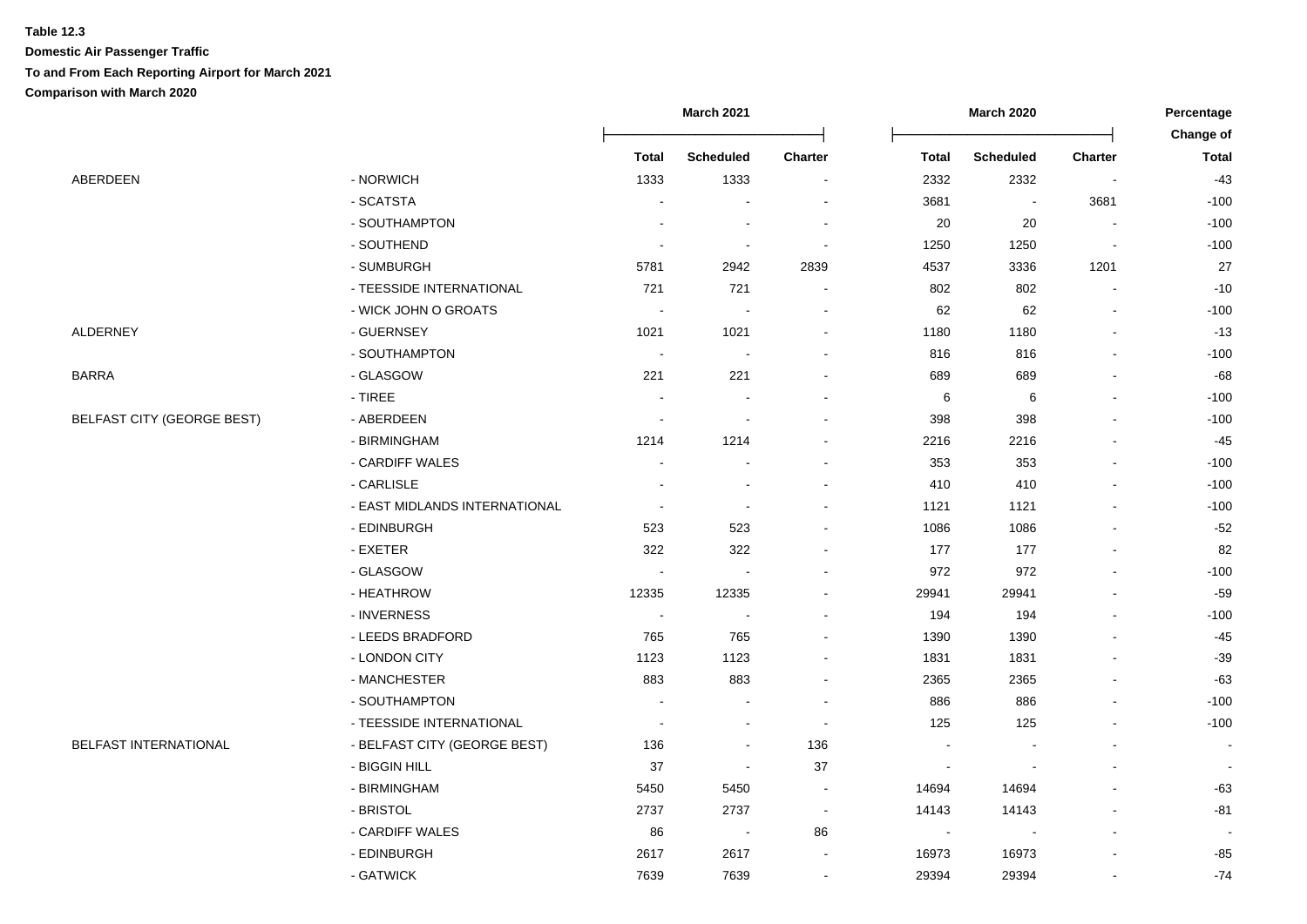**Table 12.3**

**Domestic Air Passenger Traffic**

**To and From Each Reporting Airport for March 2021**

**Comparison with March 2020**

| | | March 2021 | | | March 2020 | | | Percentage Change of |
|---|---|---|---|---|---|---|---|---|
| | | Total | Scheduled | Charter | Total | Scheduled | Charter | Total |
| ABERDEEN | - NORWICH | 1333 | 1333 | - | 2332 | 2332 | - | -43 |
| | - SCATSTA | - | - | - | 3681 | - | 3681 | -100 |
| | - SOUTHAMPTON | - | - | - | 20 | 20 | - | -100 |
| | - SOUTHEND | - | - | - | 1250 | 1250 | - | -100 |
| | - SUMBURGH | 5781 | 2942 | 2839 | 4537 | 3336 | 1201 | 27 |
| | - TEESSIDE INTERNATIONAL | 721 | 721 | - | 802 | 802 | - | -10 |
| | - WICK JOHN O GROATS | - | - | - | 62 | 62 | - | -100 |
| ALDERNEY | - GUERNSEY | 1021 | 1021 | - | 1180 | 1180 | - | -13 |
| | - SOUTHAMPTON | - | - | - | 816 | 816 | - | -100 |
| BARRA | - GLASGOW | 221 | 221 | - | 689 | 689 | - | -68 |
| | - TIREE | - | - | - | 6 | 6 | - | -100 |
| BELFAST CITY (GEORGE BEST) | - ABERDEEN | - | - | - | 398 | 398 | - | -100 |
| | - BIRMINGHAM | 1214 | 1214 | - | 2216 | 2216 | - | -45 |
| | - CARDIFF WALES | - | - | - | 353 | 353 | - | -100 |
| | - CARLISLE | - | - | - | 410 | 410 | - | -100 |
| | - EAST MIDLANDS INTERNATIONAL | - | - | - | 1121 | 1121 | - | -100 |
| | - EDINBURGH | 523 | 523 | - | 1086 | 1086 | - | -52 |
| | - EXETER | 322 | 322 | - | 177 | 177 | - | 82 |
| | - GLASGOW | - | - | - | 972 | 972 | - | -100 |
| | - HEATHROW | 12335 | 12335 | - | 29941 | 29941 | - | -59 |
| | - INVERNESS | - | - | - | 194 | 194 | - | -100 |
| | - LEEDS BRADFORD | 765 | 765 | - | 1390 | 1390 | - | -45 |
| | - LONDON CITY | 1123 | 1123 | - | 1831 | 1831 | - | -39 |
| | - MANCHESTER | 883 | 883 | - | 2365 | 2365 | - | -63 |
| | - SOUTHAMPTON | - | - | - | 886 | 886 | - | -100 |
| | - TEESSIDE INTERNATIONAL | - | - | - | 125 | 125 | - | -100 |
| BELFAST INTERNATIONAL | - BELFAST CITY (GEORGE BEST) | 136 | - | 136 | - | - | - | - |
| | - BIGGIN HILL | 37 | - | 37 | - | - | - | - |
| | - BIRMINGHAM | 5450 | 5450 | - | 14694 | 14694 | - | -63 |
| | - BRISTOL | 2737 | 2737 | - | 14143 | 14143 | - | -81 |
| | - CARDIFF WALES | 86 | - | 86 | - | - | - | - |
| | - EDINBURGH | 2617 | 2617 | - | 16973 | 16973 | - | -85 |
| | - GATWICK | 7639 | 7639 | - | 29394 | 29394 | - | -74 |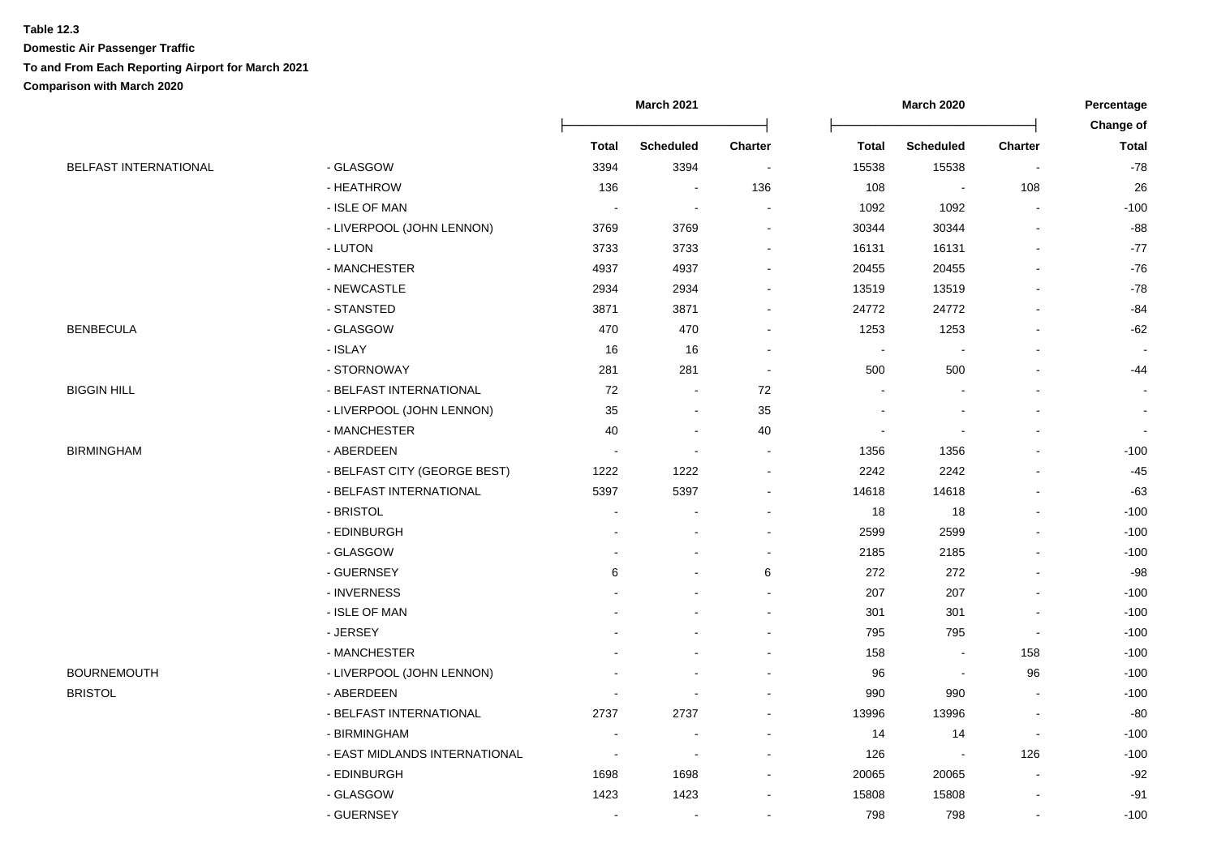**Table 12.3**

**Domestic Air Passenger Traffic**

**To and From Each Reporting Airport for March 2021**

**Comparison with March 2020**

| | | March 2021 | | | March 2020 | | | Percentage Change of |
|---|---|---|---|---|---|---|---|---|
| | | Total | Scheduled | Charter | Total | Scheduled | Charter | Total |
| BELFAST INTERNATIONAL | - GLASGOW | 3394 | 3394 | - | 15538 | 15538 | - | -78 |
| | - HEATHROW | 136 | - | 136 | 108 | - | 108 | 26 |
| | - ISLE OF MAN | - | - | - | 1092 | 1092 | - | -100 |
| | - LIVERPOOL (JOHN LENNON) | 3769 | 3769 | - | 30344 | 30344 | - | -88 |
| | - LUTON | 3733 | 3733 | - | 16131 | 16131 | - | -77 |
| | - MANCHESTER | 4937 | 4937 | - | 20455 | 20455 | - | -76 |
| | - NEWCASTLE | 2934 | 2934 | - | 13519 | 13519 | - | -78 |
| | - STANSTED | 3871 | 3871 | - | 24772 | 24772 | - | -84 |
| BENBECULA | - GLASGOW | 470 | 470 | - | 1253 | 1253 | - | -62 |
| | - ISLAY | 16 | 16 | - | - | - | - | - |
| | - STORNOWAY | 281 | 281 | - | 500 | 500 | - | -44 |
| BIGGIN HILL | - BELFAST INTERNATIONAL | 72 | - | 72 | - | - | - | - |
| | - LIVERPOOL (JOHN LENNON) | 35 | - | 35 | - | - | - | - |
| | - MANCHESTER | 40 | - | 40 | - | - | - | - |
| BIRMINGHAM | - ABERDEEN | - | - | - | 1356 | 1356 | - | -100 |
| | - BELFAST CITY (GEORGE BEST) | 1222 | 1222 | - | 2242 | 2242 | - | -45 |
| | - BELFAST INTERNATIONAL | 5397 | 5397 | - | 14618 | 14618 | - | -63 |
| | - BRISTOL | - | - | - | 18 | 18 | - | -100 |
| | - EDINBURGH | - | - | - | 2599 | 2599 | - | -100 |
| | - GLASGOW | - | - | - | 2185 | 2185 | - | -100 |
| | - GUERNSEY | 6 | - | 6 | 272 | 272 | - | -98 |
| | - INVERNESS | - | - | - | 207 | 207 | - | -100 |
| | - ISLE OF MAN | - | - | - | 301 | 301 | - | -100 |
| | - JERSEY | - | - | - | 795 | 795 | - | -100 |
| | - MANCHESTER | - | - | - | 158 | - | 158 | -100 |
| BOURNEMOUTH | - LIVERPOOL (JOHN LENNON) | - | - | - | 96 | - | 96 | -100 |
| BRISTOL | - ABERDEEN | - | - | - | 990 | 990 | - | -100 |
| | - BELFAST INTERNATIONAL | 2737 | 2737 | - | 13996 | 13996 | - | -80 |
| | - BIRMINGHAM | - | - | - | 14 | 14 | - | -100 |
| | - EAST MIDLANDS INTERNATIONAL | - | - | - | 126 | - | 126 | -100 |
| | - EDINBURGH | 1698 | 1698 | - | 20065 | 20065 | - | -92 |
| | - GLASGOW | 1423 | 1423 | - | 15808 | 15808 | - | -91 |
| | - GUERNSEY | - | - | - | 798 | 798 | - | -100 |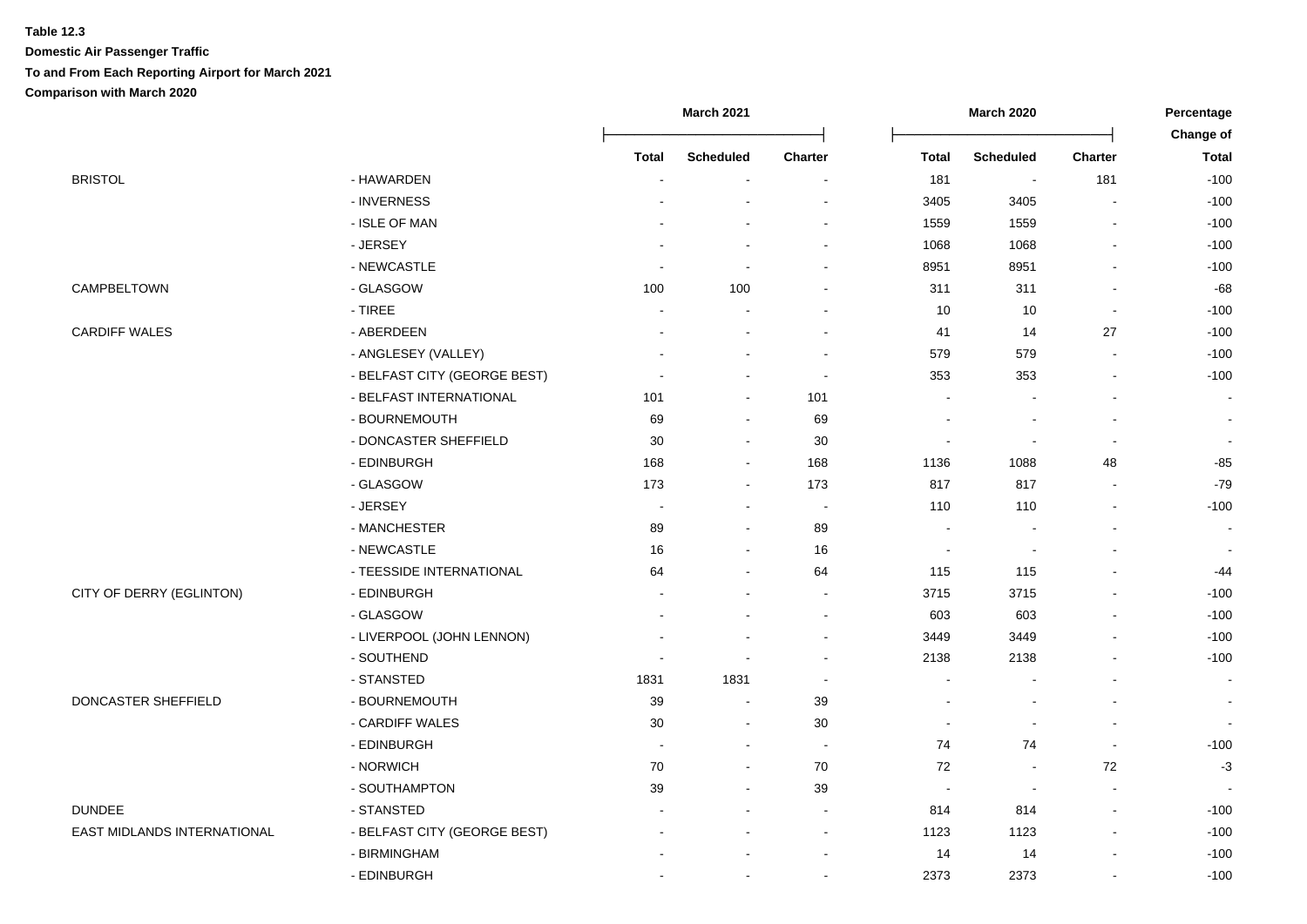**Table 12.3**

**Domestic Air Passenger Traffic**

**To and From Each Reporting Airport for March 2021**

**Comparison with March 2020**

| | | March 2021 | | | March 2020 | | | Percentage Change of |
|---|---|---|---|---|---|---|---|---|
| | | Total | Scheduled | Charter | Total | Scheduled | Charter | Total |
| BRISTOL | - HAWARDEN | - | - | - | 181 | - | 181 | -100 |
| | - INVERNESS | - | - | - | 3405 | 3405 | - | -100 |
| | - ISLE OF MAN | - | - | - | 1559 | 1559 | - | -100 |
| | - JERSEY | - | - | - | 1068 | 1068 | - | -100 |
| | - NEWCASTLE | - | - | - | 8951 | 8951 | - | -100 |
| CAMPBELTOWN | - GLASGOW | 100 | 100 | - | 311 | 311 | - | -68 |
| | - TIREE | - | - | - | 10 | 10 | - | -100 |
| CARDIFF WALES | - ABERDEEN | - | - | - | 41 | 14 | 27 | -100 |
| | - ANGLESEY (VALLEY) | - | - | - | 579 | 579 | - | -100 |
| | - BELFAST CITY (GEORGE BEST) | - | - | - | 353 | 353 | - | -100 |
| | - BELFAST INTERNATIONAL | 101 | - | 101 | - | - | - | - |
| | - BOURNEMOUTH | 69 | - | 69 | - | - | - | - |
| | - DONCASTER SHEFFIELD | 30 | - | 30 | - | - | - | - |
| | - EDINBURGH | 168 | - | 168 | 1136 | 1088 | 48 | -85 |
| | - GLASGOW | 173 | - | 173 | 817 | 817 | - | -79 |
| | - JERSEY | - | - | - | 110 | 110 | - | -100 |
| | - MANCHESTER | 89 | - | 89 | - | - | - | - |
| | - NEWCASTLE | 16 | - | 16 | - | - | - | - |
| | - TEESSIDE INTERNATIONAL | 64 | - | 64 | 115 | 115 | - | -44 |
| CITY OF DERRY (EGLINTON) | - EDINBURGH | - | - | - | 3715 | 3715 | - | -100 |
| | - GLASGOW | - | - | - | 603 | 603 | - | -100 |
| | - LIVERPOOL (JOHN LENNON) | - | - | - | 3449 | 3449 | - | -100 |
| | - SOUTHEND | - | - | - | 2138 | 2138 | - | -100 |
| | - STANSTED | 1831 | 1831 | - | - | - | - | - |
| DONCASTER SHEFFIELD | - BOURNEMOUTH | 39 | - | 39 | - | - | - | - |
| | - CARDIFF WALES | 30 | - | 30 | - | - | - | - |
| | - EDINBURGH | - | - | - | 74 | 74 | - | -100 |
| | - NORWICH | 70 | - | 70 | 72 | - | 72 | -3 |
| | - SOUTHAMPTON | 39 | - | 39 | - | - | - | - |
| DUNDEE | - STANSTED | - | - | - | 814 | 814 | - | -100 |
| EAST MIDLANDS INTERNATIONAL | - BELFAST CITY (GEORGE BEST) | - | - | - | 1123 | 1123 | - | -100 |
| | - BIRMINGHAM | - | - | - | 14 | 14 | - | -100 |
| | - EDINBURGH | - | - | - | 2373 | 2373 | - | -100 |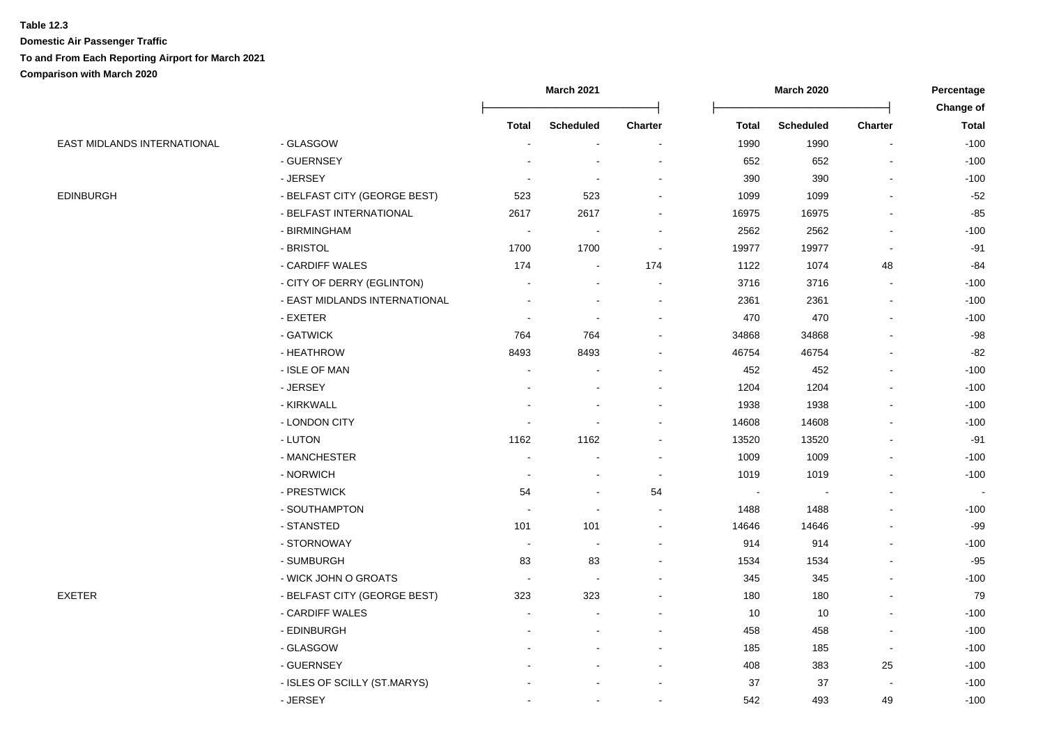**Table 12.3**

**Domestic Air Passenger Traffic**

**To and From Each Reporting Airport for March 2021**

**Comparison with March 2020**

| | | March 2021 | | | March 2020 | | | Percentage Change of |
|---|---|---|---|---|---|---|---|---|
| | | Total | Scheduled | Charter | Total | Scheduled | Charter | Total |
| EAST MIDLANDS INTERNATIONAL | - GLASGOW | - | - | - | 1990 | 1990 | - | -100 |
| | - GUERNSEY | - | - | - | 652 | 652 | - | -100 |
| | - JERSEY | - | - | - | 390 | 390 | - | -100 |
| EDINBURGH | - BELFAST CITY (GEORGE BEST) | 523 | 523 | - | 1099 | 1099 | - | -52 |
| | - BELFAST INTERNATIONAL | 2617 | 2617 | - | 16975 | 16975 | - | -85 |
| | - BIRMINGHAM | - | - | - | 2562 | 2562 | - | -100 |
| | - BRISTOL | 1700 | 1700 | - | 19977 | 19977 | - | -91 |
| | - CARDIFF WALES | 174 | - | 174 | 1122 | 1074 | 48 | -84 |
| | - CITY OF DERRY (EGLINTON) | - | - | - | 3716 | 3716 | - | -100 |
| | - EAST MIDLANDS INTERNATIONAL | - | - | - | 2361 | 2361 | - | -100 |
| | - EXETER | - | - | - | 470 | 470 | - | -100 |
| | - GATWICK | 764 | 764 | - | 34868 | 34868 | - | -98 |
| | - HEATHROW | 8493 | 8493 | - | 46754 | 46754 | - | -82 |
| | - ISLE OF MAN | - | - | - | 452 | 452 | - | -100 |
| | - JERSEY | - | - | - | 1204 | 1204 | - | -100 |
| | - KIRKWALL | - | - | - | 1938 | 1938 | - | -100 |
| | - LONDON CITY | - | - | - | 14608 | 14608 | - | -100 |
| | - LUTON | 1162 | 1162 | - | 13520 | 13520 | - | -91 |
| | - MANCHESTER | - | - | - | 1009 | 1009 | - | -100 |
| | - NORWICH | - | - | - | 1019 | 1019 | - | -100 |
| | - PRESTWICK | 54 | - | 54 | - | - | - | - |
| | - SOUTHAMPTON | - | - | - | 1488 | 1488 | - | -100 |
| | - STANSTED | 101 | 101 | - | 14646 | 14646 | - | -99 |
| | - STORNOWAY | - | - | - | 914 | 914 | - | -100 |
| | - SUMBURGH | 83 | 83 | - | 1534 | 1534 | - | -95 |
| | - WICK JOHN O GROATS | - | - | - | 345 | 345 | - | -100 |
| EXETER | - BELFAST CITY (GEORGE BEST) | 323 | 323 | - | 180 | 180 | - | 79 |
| | - CARDIFF WALES | - | - | - | 10 | 10 | - | -100 |
| | - EDINBURGH | - | - | - | 458 | 458 | - | -100 |
| | - GLASGOW | - | - | - | 185 | 185 | - | -100 |
| | - GUERNSEY | - | - | - | 408 | 383 | 25 | -100 |
| | - ISLES OF SCILLY (ST.MARYS) | - | - | - | 37 | 37 | - | -100 |
| | - JERSEY | - | - | - | 542 | 493 | 49 | -100 |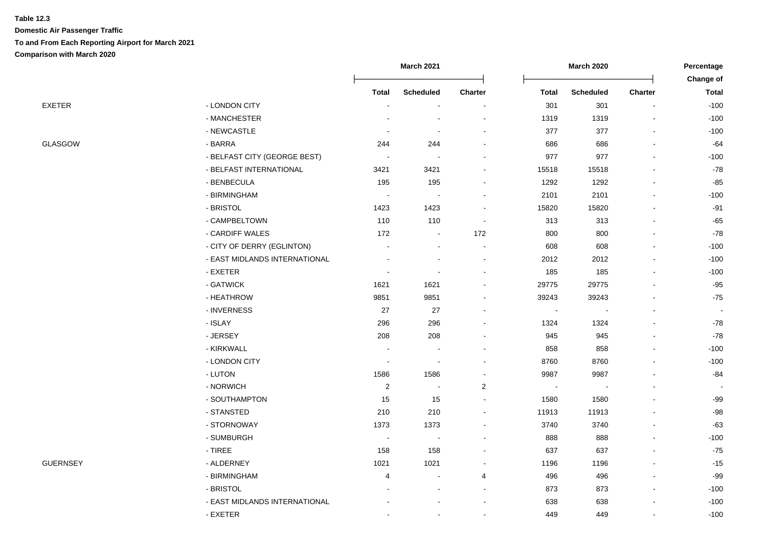**Table 12.3**

**Domestic Air Passenger Traffic**

**To and From Each Reporting Airport for March 2021**

**Comparison with March 2020**

| | | March 2021 | | | March 2020 | | | Percentage Change of |
|---|---|---|---|---|---|---|---|---|
| | | Total | Scheduled | Charter | Total | Scheduled | Charter | Total |
| EXETER | - LONDON CITY | - | - | - | 301 | 301 | - | -100 |
| | - MANCHESTER | - | - | - | 1319 | 1319 | - | -100 |
| | - NEWCASTLE | - | - | - | 377 | 377 | - | -100 |
| GLASGOW | - BARRA | 244 | 244 | - | 686 | 686 | - | -64 |
| | - BELFAST CITY (GEORGE BEST) | - | - | - | 977 | 977 | - | -100 |
| | - BELFAST INTERNATIONAL | 3421 | 3421 | - | 15518 | 15518 | - | -78 |
| | - BENBECULA | 195 | 195 | - | 1292 | 1292 | - | -85 |
| | - BIRMINGHAM | - | - | - | 2101 | 2101 | - | -100 |
| | - BRISTOL | 1423 | 1423 | - | 15820 | 15820 | - | -91 |
| | - CAMPBELTOWN | 110 | 110 | - | 313 | 313 | - | -65 |
| | - CARDIFF WALES | 172 | - | 172 | 800 | 800 | - | -78 |
| | - CITY OF DERRY (EGLINTON) | - | - | - | 608 | 608 | - | -100 |
| | - EAST MIDLANDS INTERNATIONAL | - | - | - | 2012 | 2012 | - | -100 |
| | - EXETER | - | - | - | 185 | 185 | - | -100 |
| | - GATWICK | 1621 | 1621 | - | 29775 | 29775 | - | -95 |
| | - HEATHROW | 9851 | 9851 | - | 39243 | 39243 | - | -75 |
| | - INVERNESS | 27 | 27 | - | - | - | - | - |
| | - ISLAY | 296 | 296 | - | 1324 | 1324 | - | -78 |
| | - JERSEY | 208 | 208 | - | 945 | 945 | - | -78 |
| | - KIRKWALL | - | - | - | 858 | 858 | - | -100 |
| | - LONDON CITY | - | - | - | 8760 | 8760 | - | -100 |
| | - LUTON | 1586 | 1586 | - | 9987 | 9987 | - | -84 |
| | - NORWICH | 2 | - | 2 | - | - | - | - |
| | - SOUTHAMPTON | 15 | 15 | - | 1580 | 1580 | - | -99 |
| | - STANSTED | 210 | 210 | - | 11913 | 11913 | - | -98 |
| | - STORNOWAY | 1373 | 1373 | - | 3740 | 3740 | - | -63 |
| | - SUMBURGH | - | - | - | 888 | 888 | - | -100 |
| | - TIREE | 158 | 158 | - | 637 | 637 | - | -75 |
| GUERNSEY | - ALDERNEY | 1021 | 1021 | - | 1196 | 1196 | - | -15 |
| | - BIRMINGHAM | 4 | - | 4 | 496 | 496 | - | -99 |
| | - BRISTOL | - | - | - | 873 | 873 | - | -100 |
| | - EAST MIDLANDS INTERNATIONAL | - | - | - | 638 | 638 | - | -100 |
| | - EXETER | - | - | - | 449 | 449 | - | -100 |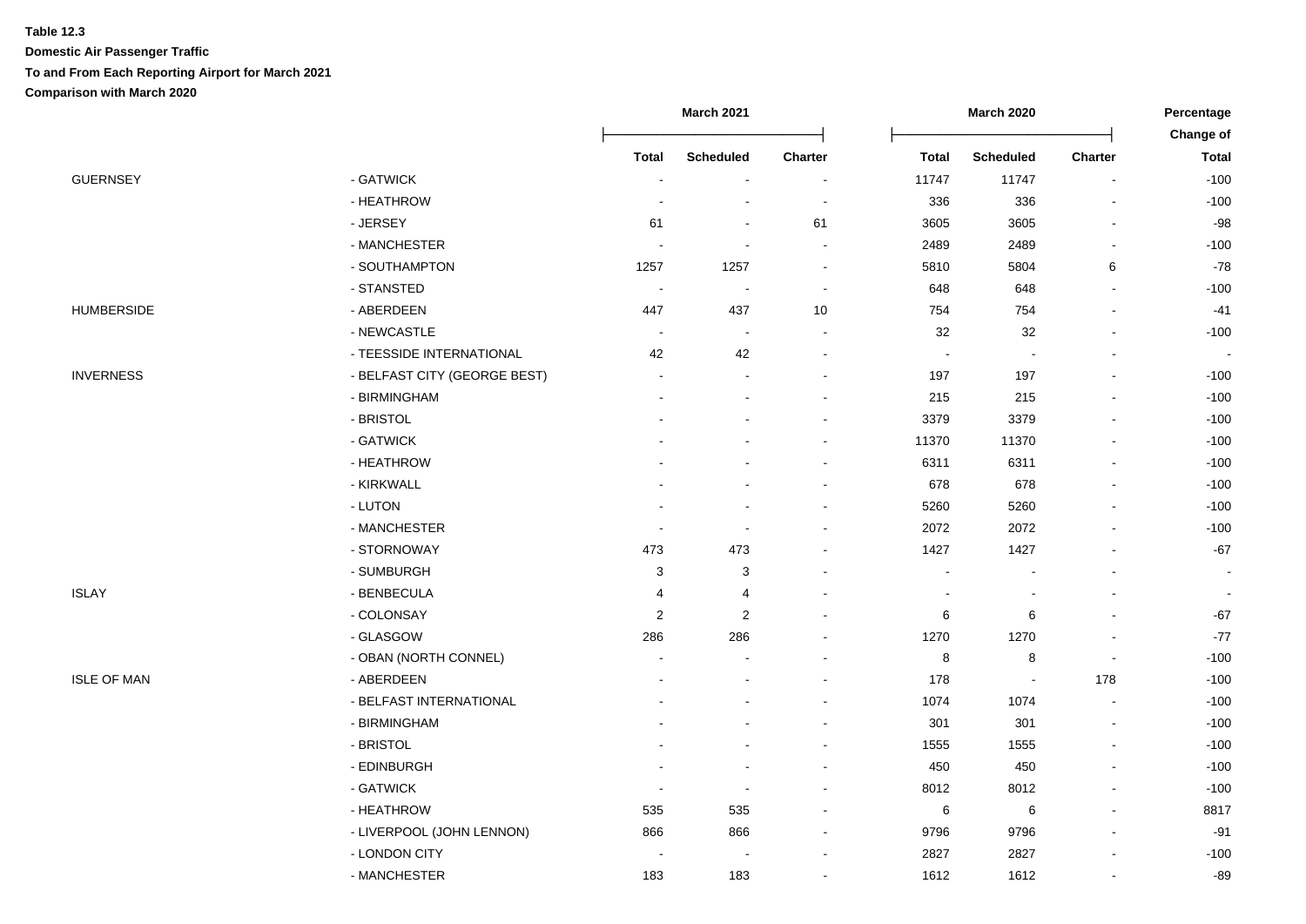**Table 12.3**

**Domestic Air Passenger Traffic**

**To and From Each Reporting Airport for March 2021**

**Comparison with March 2020**

| | | March 2021 | | | March 2020 | | | Percentage Change of |
|---|---|---|---|---|---|---|---|---|
| | | Total | Scheduled | Charter | Total | Scheduled | Charter | Total |
| GUERNSEY | - GATWICK | - | - | - | 11747 | 11747 | - | -100 |
| | - HEATHROW | - | - | - | 336 | 336 | - | -100 |
| | - JERSEY | 61 | - | 61 | 3605 | 3605 | - | -98 |
| | - MANCHESTER | - | - | - | 2489 | 2489 | - | -100 |
| | - SOUTHAMPTON | 1257 | 1257 | - | 5810 | 5804 | 6 | -78 |
| | - STANSTED | - | - | - | 648 | 648 | - | -100 |
| HUMBERSIDE | - ABERDEEN | 447 | 437 | 10 | 754 | 754 | - | -41 |
| | - NEWCASTLE | - | - | - | 32 | 32 | - | -100 |
| | - TEESSIDE INTERNATIONAL | 42 | 42 | - | - | - | - | - |
| INVERNESS | - BELFAST CITY (GEORGE BEST) | - | - | - | 197 | 197 | - | -100 |
| | - BIRMINGHAM | - | - | - | 215 | 215 | - | -100 |
| | - BRISTOL | - | - | - | 3379 | 3379 | - | -100 |
| | - GATWICK | - | - | - | 11370 | 11370 | - | -100 |
| | - HEATHROW | - | - | - | 6311 | 6311 | - | -100 |
| | - KIRKWALL | - | - | - | 678 | 678 | - | -100 |
| | - LUTON | - | - | - | 5260 | 5260 | - | -100 |
| | - MANCHESTER | - | - | - | 2072 | 2072 | - | -100 |
| | - STORNOWAY | 473 | 473 | - | 1427 | 1427 | - | -67 |
| | - SUMBURGH | 3 | 3 | - | - | - | - | - |
| ISLAY | - BENBECULA | 4 | 4 | - | - | - | - | - |
| | - COLONSAY | 2 | 2 | - | 6 | 6 | - | -67 |
| | - GLASGOW | 286 | 286 | - | 1270 | 1270 | - | -77 |
| | - OBAN (NORTH CONNEL) | - | - | - | 8 | 8 | - | -100 |
| ISLE OF MAN | - ABERDEEN | - | - | - | 178 | - | 178 | -100 |
| | - BELFAST INTERNATIONAL | - | - | - | 1074 | 1074 | - | -100 |
| | - BIRMINGHAM | - | - | - | 301 | 301 | - | -100 |
| | - BRISTOL | - | - | - | 1555 | 1555 | - | -100 |
| | - EDINBURGH | - | - | - | 450 | 450 | - | -100 |
| | - GATWICK | - | - | - | 8012 | 8012 | - | -100 |
| | - HEATHROW | 535 | 535 | - | 6 | 6 | - | 8817 |
| | - LIVERPOOL (JOHN LENNON) | 866 | 866 | - | 9796 | 9796 | - | -91 |
| | - LONDON CITY | - | - | - | 2827 | 2827 | - | -100 |
| | - MANCHESTER | 183 | 183 | - | 1612 | 1612 | - | -89 |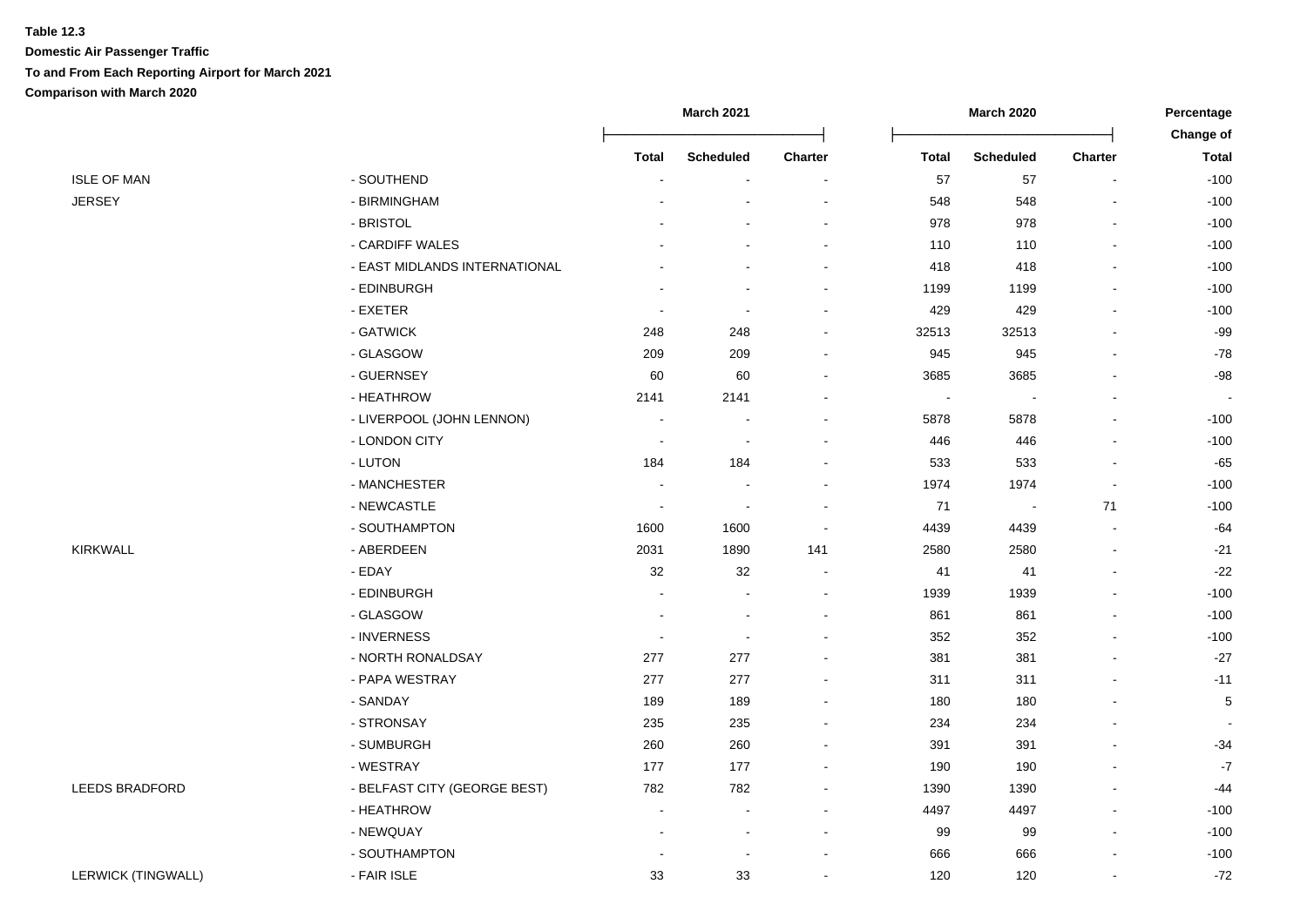**Table 12.3**

**Domestic Air Passenger Traffic**

**To and From Each Reporting Airport for March 2021**

**Comparison with March 2020**

| | | March 2021 | | | March 2020 | | | Percentage Change of |
|---|---|---|---|---|---|---|---|---|
| | | Total | Scheduled | Charter | Total | Scheduled | Charter | Total |
| ISLE OF MAN | - SOUTHEND | - | - | - | 57 | 57 | - | -100 |
| JERSEY | - BIRMINGHAM | - | - | - | 548 | 548 | - | -100 |
| | - BRISTOL | - | - | - | 978 | 978 | - | -100 |
| | - CARDIFF WALES | - | - | - | 110 | 110 | - | -100 |
| | - EAST MIDLANDS INTERNATIONAL | - | - | - | 418 | 418 | - | -100 |
| | - EDINBURGH | - | - | - | 1199 | 1199 | - | -100 |
| | - EXETER | - | - | - | 429 | 429 | - | -100 |
| | - GATWICK | 248 | 248 | - | 32513 | 32513 | - | -99 |
| | - GLASGOW | 209 | 209 | - | 945 | 945 | - | -78 |
| | - GUERNSEY | 60 | 60 | - | 3685 | 3685 | - | -98 |
| | - HEATHROW | 2141 | 2141 | - | - | - | - | - |
| | - LIVERPOOL (JOHN LENNON) | - | - | - | 5878 | 5878 | - | -100 |
| | - LONDON CITY | - | - | - | 446 | 446 | - | -100 |
| | - LUTON | 184 | 184 | - | 533 | 533 | - | -65 |
| | - MANCHESTER | - | - | - | 1974 | 1974 | - | -100 |
| | - NEWCASTLE | - | - | - | 71 | - | 71 | -100 |
| | - SOUTHAMPTON | 1600 | 1600 | - | 4439 | 4439 | - | -64 |
| KIRKWALL | - ABERDEEN | 2031 | 1890 | 141 | 2580 | 2580 | - | -21 |
| | - EDAY | 32 | 32 | - | 41 | 41 | - | -22 |
| | - EDINBURGH | - | - | - | 1939 | 1939 | - | -100 |
| | - GLASGOW | - | - | - | 861 | 861 | - | -100 |
| | - INVERNESS | - | - | - | 352 | 352 | - | -100 |
| | - NORTH RONALDSAY | 277 | 277 | - | 381 | 381 | - | -27 |
| | - PAPA WESTRAY | 277 | 277 | - | 311 | 311 | - | -11 |
| | - SANDAY | 189 | 189 | - | 180 | 180 | - | 5 |
| | - STRONSAY | 235 | 235 | - | 234 | 234 | - | - |
| | - SUMBURGH | 260 | 260 | - | 391 | 391 | - | -34 |
| | - WESTRAY | 177 | 177 | - | 190 | 190 | - | -7 |
| LEEDS BRADFORD | - BELFAST CITY (GEORGE BEST) | 782 | 782 | - | 1390 | 1390 | - | -44 |
| | - HEATHROW | - | - | - | 4497 | 4497 | - | -100 |
| | - NEWQUAY | - | - | - | 99 | 99 | - | -100 |
| | - SOUTHAMPTON | - | - | - | 666 | 666 | - | -100 |
| LERWICK (TINGWALL) | - FAIR ISLE | 33 | 33 | - | 120 | 120 | - | -72 |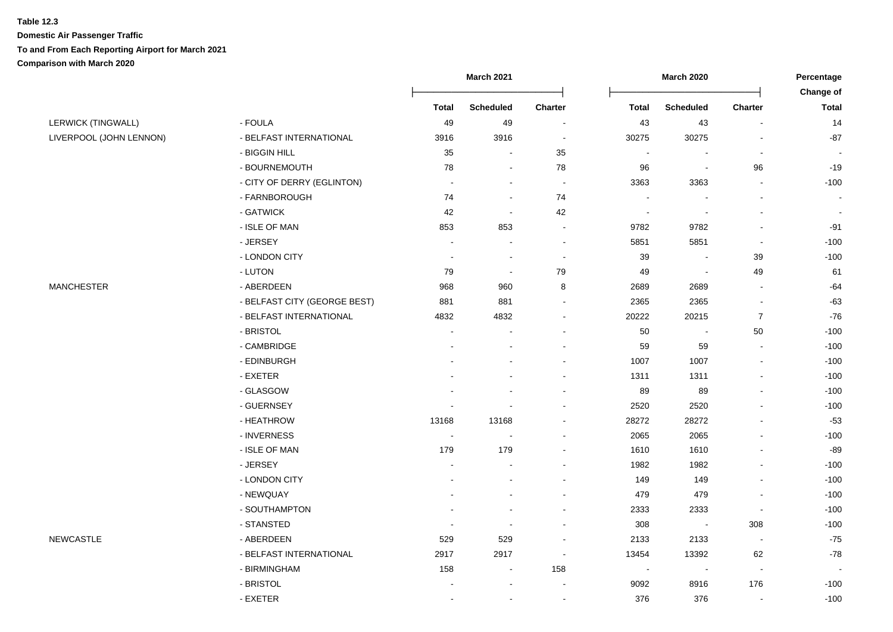**Table 12.3**

**Domestic Air Passenger Traffic**

**To and From Each Reporting Airport for March 2021**

**Comparison with March 2020**

| | | March 2021 | | | March 2020 | | | Percentage Change of |
|---|---|---|---|---|---|---|---|---|
| | | Total | Scheduled | Charter | Total | Scheduled | Charter | Total |
| LERWICK (TINGWALL) | - FOULA | 49 | 49 | - | 43 | 43 | - | 14 |
| LIVERPOOL (JOHN LENNON) | - BELFAST INTERNATIONAL | 3916 | 3916 | - | 30275 | 30275 | - | -87 |
| | - BIGGIN HILL | 35 | - | 35 | - | - | - | - |
| | - BOURNEMOUTH | 78 | - | 78 | 96 | - | 96 | -19 |
| | - CITY OF DERRY (EGLINTON) | - | - | - | 3363 | 3363 | - | -100 |
| | - FARNBOROUGH | 74 | - | 74 | - | - | - | - |
| | - GATWICK | 42 | - | 42 | - | - | - | - |
| | - ISLE OF MAN | 853 | 853 | - | 9782 | 9782 | - | -91 |
| | - JERSEY | - | - | - | 5851 | 5851 | - | -100 |
| | - LONDON CITY | - | - | - | 39 | - | 39 | -100 |
| | - LUTON | 79 | - | 79 | 49 | - | 49 | 61 |
| MANCHESTER | - ABERDEEN | 968 | 960 | 8 | 2689 | 2689 | - | -64 |
| | - BELFAST CITY (GEORGE BEST) | 881 | 881 | - | 2365 | 2365 | - | -63 |
| | - BELFAST INTERNATIONAL | 4832 | 4832 | - | 20222 | 20215 | 7 | -76 |
| | - BRISTOL | - | - | - | 50 | - | 50 | -100 |
| | - CAMBRIDGE | - | - | - | 59 | 59 | - | -100 |
| | - EDINBURGH | - | - | - | 1007 | 1007 | - | -100 |
| | - EXETER | - | - | - | 1311 | 1311 | - | -100 |
| | - GLASGOW | - | - | - | 89 | 89 | - | -100 |
| | - GUERNSEY | - | - | - | 2520 | 2520 | - | -100 |
| | - HEATHROW | 13168 | 13168 | - | 28272 | 28272 | - | -53 |
| | - INVERNESS | - | - | - | 2065 | 2065 | - | -100 |
| | - ISLE OF MAN | 179 | 179 | - | 1610 | 1610 | - | -89 |
| | - JERSEY | - | - | - | 1982 | 1982 | - | -100 |
| | - LONDON CITY | - | - | - | 149 | 149 | - | -100 |
| | - NEWQUAY | - | - | - | 479 | 479 | - | -100 |
| | - SOUTHAMPTON | - | - | - | 2333 | 2333 | - | -100 |
| | - STANSTED | - | - | - | 308 | - | 308 | -100 |
| NEWCASTLE | - ABERDEEN | 529 | 529 | - | 2133 | 2133 | - | -75 |
| | - BELFAST INTERNATIONAL | 2917 | 2917 | - | 13454 | 13392 | 62 | -78 |
| | - BIRMINGHAM | 158 | - | 158 | - | - | - | - |
| | - BRISTOL | - | - | - | 9092 | 8916 | 176 | -100 |
| | - EXETER | - | - | - | 376 | 376 | - | -100 |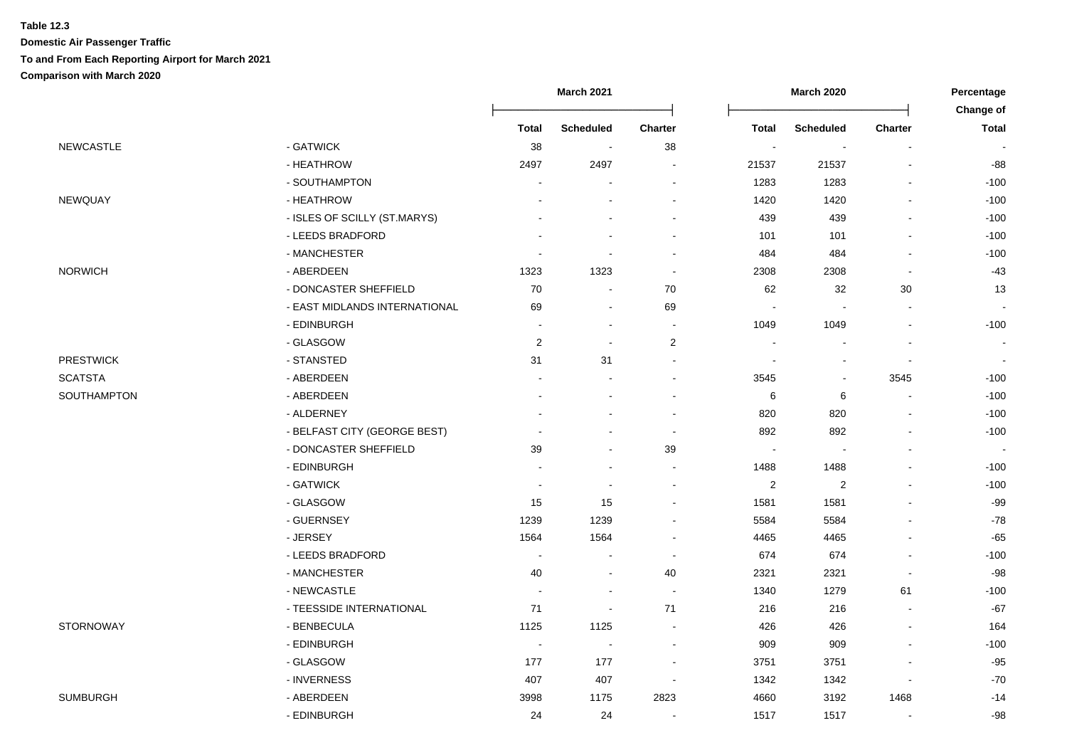**Table 12.3**

**Domestic Air Passenger Traffic**

**To and From Each Reporting Airport for March 2021**

**Comparison with March 2020**

| | | March 2021 | | | March 2020 | | | Percentage Change of |
|---|---|---|---|---|---|---|---|---|
| | | **Total** | **Scheduled** | **Charter** | **Total** | **Scheduled** | **Charter** | **Total** |
| NEWCASTLE | - GATWICK | 38 | - | 38 | - | - | - | - |
| | - HEATHROW | 2497 | 2497 | - | 21537 | 21537 | - | -88 |
| | - SOUTHAMPTON | - | - | - | 1283 | 1283 | - | -100 |
| NEWQUAY | - HEATHROW | - | - | - | 1420 | 1420 | - | -100 |
| | - ISLES OF SCILLY (ST.MARYS) | - | - | - | 439 | 439 | - | -100 |
| | - LEEDS BRADFORD | - | - | - | 101 | 101 | - | -100 |
| | - MANCHESTER | - | - | - | 484 | 484 | - | -100 |
| NORWICH | - ABERDEEN | 1323 | 1323 | - | 2308 | 2308 | - | -43 |
| | - DONCASTER SHEFFIELD | 70 | - | 70 | 62 | 32 | 30 | 13 |
| | - EAST MIDLANDS INTERNATIONAL | 69 | - | 69 | - | - | - | - |
| | - EDINBURGH | - | - | - | 1049 | 1049 | - | -100 |
| | - GLASGOW | 2 | - | 2 | - | - | - | - |
| PRESTWICK | - STANSTED | 31 | 31 | - | - | - | - | - |
| SCATSTA | - ABERDEEN | - | - | - | 3545 | - | 3545 | -100 |
| SOUTHAMPTON | - ABERDEEN | - | - | - | 6 | 6 | - | -100 |
| | - ALDERNEY | - | - | - | 820 | 820 | - | -100 |
| | - BELFAST CITY (GEORGE BEST) | - | - | - | 892 | 892 | - | -100 |
| | - DONCASTER SHEFFIELD | 39 | - | 39 | - | - | - | - |
| | - EDINBURGH | - | - | - | 1488 | 1488 | - | -100 |
| | - GATWICK | - | - | - | 2 | 2 | - | -100 |
| | - GLASGOW | 15 | 15 | - | 1581 | 1581 | - | -99 |
| | - GUERNSEY | 1239 | 1239 | - | 5584 | 5584 | - | -78 |
| | - JERSEY | 1564 | 1564 | - | 4465 | 4465 | - | -65 |
| | - LEEDS BRADFORD | - | - | - | 674 | 674 | - | -100 |
| | - MANCHESTER | 40 | - | 40 | 2321 | 2321 | - | -98 |
| | - NEWCASTLE | - | - | - | 1340 | 1279 | 61 | -100 |
| | - TEESSIDE INTERNATIONAL | 71 | - | 71 | 216 | 216 | - | -67 |
| STORNOWAY | - BENBECULA | 1125 | 1125 | - | 426 | 426 | - | 164 |
| | - EDINBURGH | - | - | - | 909 | 909 | - | -100 |
| | - GLASGOW | 177 | 177 | - | 3751 | 3751 | - | -95 |
| | - INVERNESS | 407 | 407 | - | 1342 | 1342 | - | -70 |
| SUMBURGH | - ABERDEEN | 3998 | 1175 | 2823 | 4660 | 3192 | 1468 | -14 |
| | - EDINBURGH | 24 | 24 | - | 1517 | 1517 | - | -98 |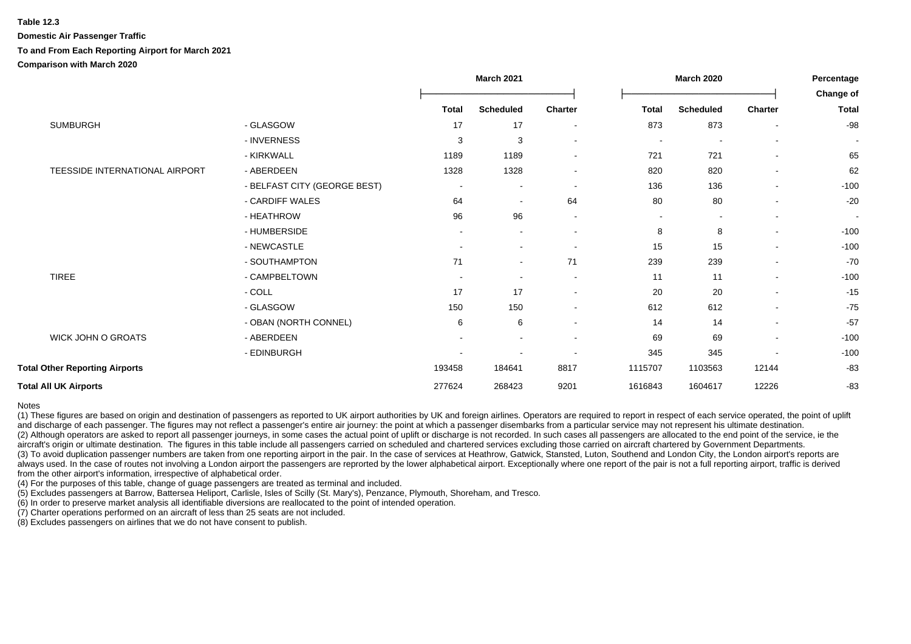**Table 12.3**

**Domestic Air Passenger Traffic**

**To and From Each Reporting Airport for March 2021**

**Comparison with March 2020**

| | | March 2021 | | | March 2020 | | | Percentage Change of |
|---|---|---|---|---|---|---|---|---|
| | | **Total** | **Scheduled** | **Charter** | **Total** | **Scheduled** | **Charter** | **Total** |
| SUMBURGH | - GLASGOW | 17 | 17 | - | 873 | 873 | - | -98 |
| | - INVERNESS | 3 | 3 | - | - | - | - | - |
| | - KIRKWALL | 1189 | 1189 | - | 721 | 721 | - | 65 |
| TEESSIDE INTERNATIONAL AIRPORT | - ABERDEEN | 1328 | 1328 | - | 820 | 820 | - | 62 |
| | - BELFAST CITY (GEORGE BEST) | - | - | - | 136 | 136 | - | -100 |
| | - CARDIFF WALES | 64 | - | 64 | 80 | 80 | - | -20 |
| | - HEATHROW | 96 | 96 | - | - | - | - | - |
| | - HUMBERSIDE | - | - | - | 8 | 8 | - | -100 |
| | - NEWCASTLE | - | - | - | 15 | 15 | - | -100 |
| | - SOUTHAMPTON | 71 | - | 71 | 239 | 239 | - | -70 |
| TIREE | - CAMPBELTOWN | - | - | - | 11 | 11 | - | -100 |
| | - COLL | 17 | 17 | - | 20 | 20 | - | -15 |
| | - GLASGOW | 150 | 150 | - | 612 | 612 | - | -75 |
| | - OBAN (NORTH CONNEL) | 6 | 6 | - | 14 | 14 | - | -57 |
| WICK JOHN O GROATS | - ABERDEEN | - | - | - | 69 | 69 | - | -100 |
| | - EDINBURGH | - | - | - | 345 | 345 | - | -100 |
| **Total Other Reporting Airports** | | 193458 | 184641 | 8817 | 1115707 | 1103563 | 12144 | -83 |
| **Total All UK Airports** | | 277624 | 268423 | 9201 | 1616843 | 1604617 | 12226 | -83 |

Notes

(1) These figures are based on origin and destination of passengers as reported to UK airport authorities by UK and foreign airlines. Operators are required to report in respect of each service operated, the point of uplift and discharge of each passenger. The figures may not reflect a passenger's entire air journey: the point at which a passenger disembarks from a particular service may not represent his ultimate destination.

(2) Although operators are asked to report all passenger journeys, in some cases the actual point of uplift or discharge is not recorded. In such cases all passengers are allocated to the end point of the service, ie the aircraft's origin or ultimate destination. The figures in this table include all passengers carried on scheduled and chartered services excluding those carried on aircraft chartered by Government Departments.

(3) To avoid duplication passenger numbers are taken from one reporting airport in the pair. In the case of services at Heathrow, Gatwick, Stansted, Luton, Southend and London City, the London airport's reports are always used. In the case of routes not involving a London airport the passengers are reprorted by the lower alphabetical airport. Exceptionally where one report of the pair is not a full reporting airport, traffic is derived from the other airport's information, irrespective of alphabetical order.

(4) For the purposes of this table, change of guage passengers are treated as terminal and included.

(5) Excludes passengers at Barrow, Battersea Heliport, Carlisle, Isles of Scilly (St. Mary's), Penzance, Plymouth, Shoreham, and Tresco.

(6) In order to preserve market analysis all identifiable diversions are reallocated to the point of intended operation.

(7) Charter operations performed on an aircraft of less than 25 seats are not included.

(8) Excludes passengers on airlines that we do not have consent to publish.